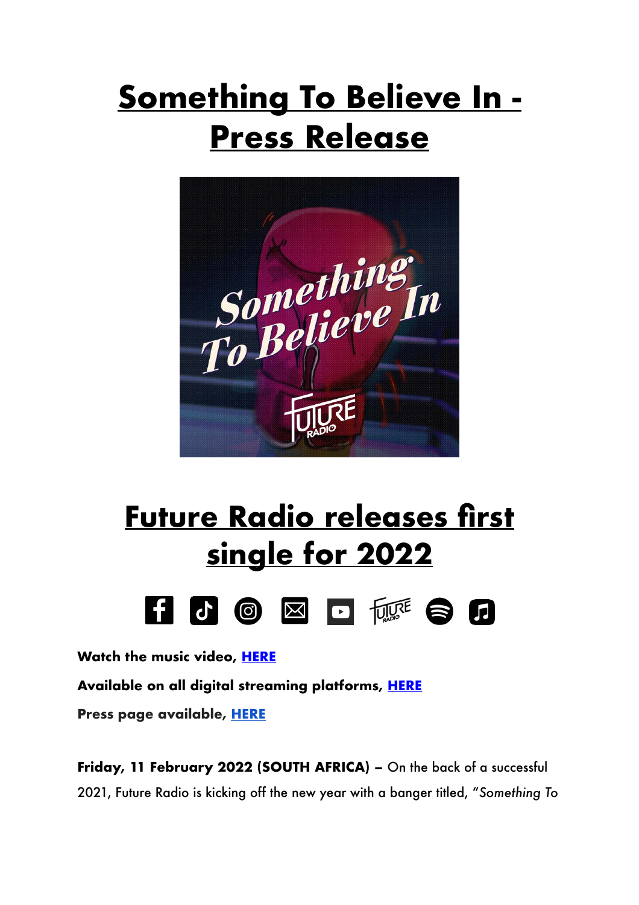# Something To Believe In - Press Release

## Future Radio releases first single for 2022

**Watch the music video, HERE**

**Available on all digital streaming platforms, HERE**

**Press page available, HERE**

**Friday, 11 February 2022 (SOUTH AFRICA) –** On the back of a successful 2021, Future Radio is kicking off the new year with a banger titled, "*Something To*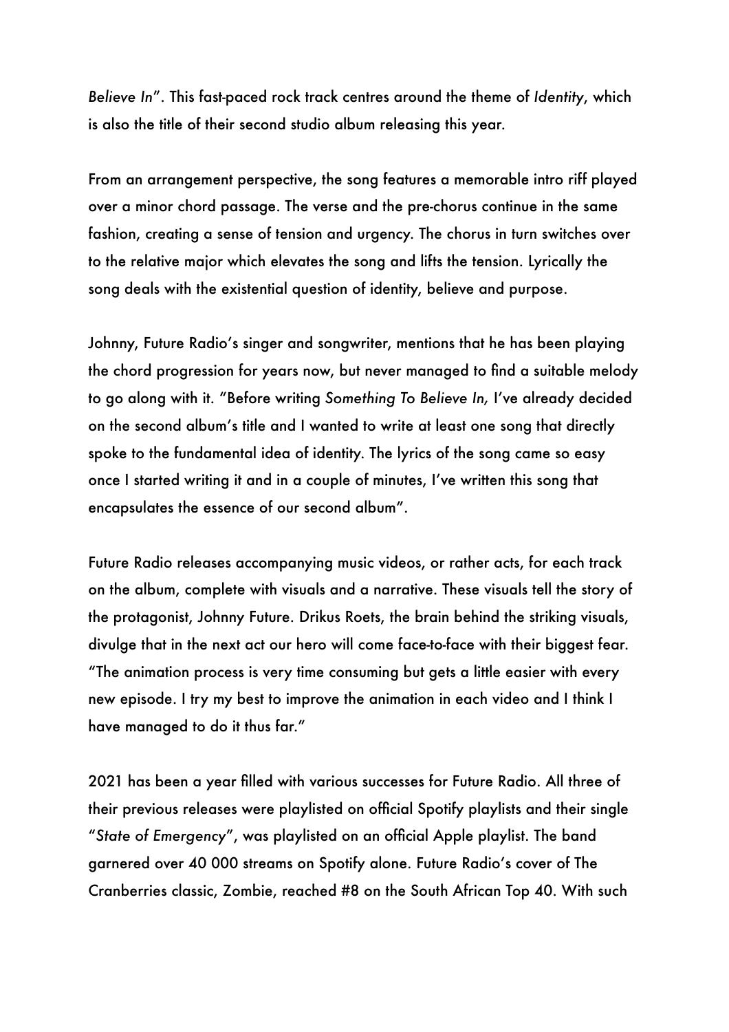*Believe In*". This fast-paced rock track centres around the theme of *Identity*, which is also the title of their second studio album releasing this year.

From an arrangement perspective, the song features a memorable intro riff played over a minor chord passage. The verse and the pre-chorus continue in the same fashion, creating a sense of tension and urgency. The chorus in turn switches over to the relative major which elevates the song and lifts the tension. Lyrically the song deals with the existential question of identity, believe and purpose.

Johnny, Future Radio's singer and songwriter, mentions that he has been playing the chord progression for years now, but never managed to find a suitable melody to go along with it. "Before writing *Something To Believe In,* I've already decided on the second album's title and I wanted to write at least one song that directly spoke to the fundamental idea of identity. The lyrics of the song came so easy once I started writing it and in a couple of minutes, I've written this song that encapsulates the essence of our second album".

Future Radio releases accompanying music videos, or rather acts, for each track on the album, complete with visuals and a narrative. These visuals tell the story of the protagonist, Johnny Future. Drikus Roets, the brain behind the striking visuals, divulge that in the next act our hero will come face-to-face with their biggest fear. "The animation process is very time consuming but gets a little easier with every new episode. I try my best to improve the animation in each video and I think I have managed to do it thus far."

2021 has been a year filled with various successes for Future Radio. All three of their previous releases were playlisted on official Spotify playlists and their single "*State of Emergency*", was playlisted on an official Apple playlist. The band garnered over 40 000 streams on Spotify alone. Future Radio's cover of The Cranberries classic, Zombie, reached #8 on the South African Top 40. With such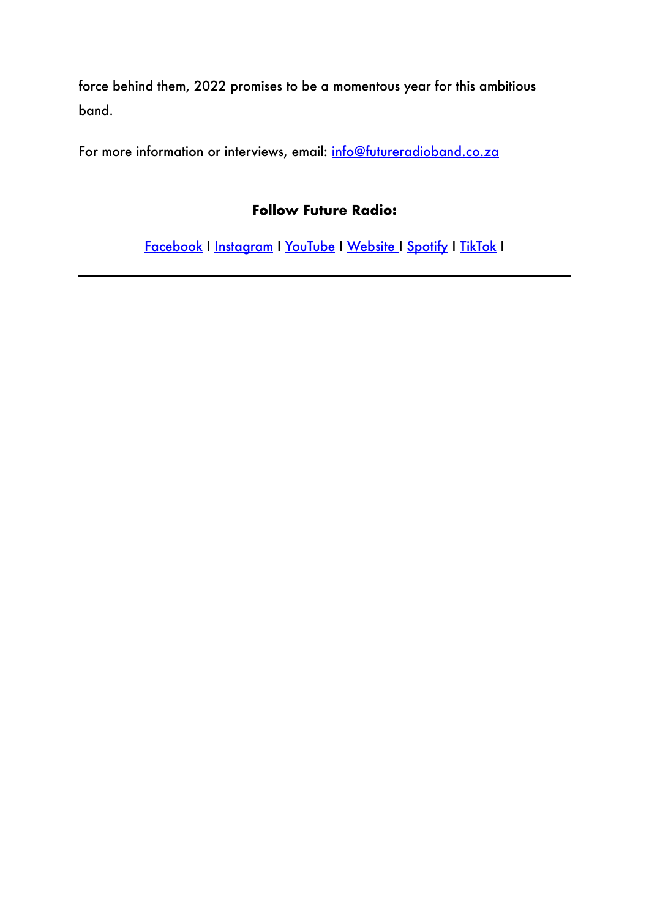force behind them, 2022 promises to be a momentous year for this ambitious band.

For more information or interviews, email: info@futureradioband.co.za

**Follow Future Radio:**

Facebook I Instagram I YouTube I Website I Spotify I TikTok I

---